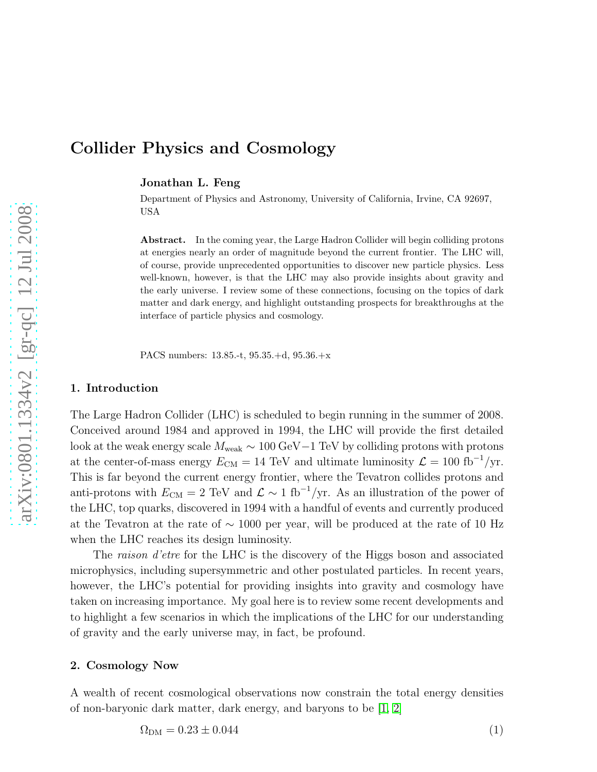# Collider Physics and Cosmology

**Jonathan L. Feng**

Department of Physics and Astronomy, University of California, Irvine, CA 92697, USA

**Abstract.** In the coming year, the Large Hadron Collider will begin colliding protons at energies nearly an order of magnitude beyond the current frontier. The LHC will, of course, provide unprecedented opportunities to discover new particle physics. Less well-known, however, is that the LHC may also provide insights about gravity and the early universe. I review some of these connections, focusing on the topics of dark matter and dark energy, and highlight outstanding prospects for breakthroughs at the interface of particle physics and cosmology.

PACS numbers: 13.85.-t, 95.35.+d, 95.36.+x

## 1. Introduction

The Large Hadron Collider (LHC) is scheduled to begin running in the summer of 2008. Conceived around 1984 and approved in 1994, the LHC will provide the first detailed look at the weak energy scale $M_{\rm weak} \sim 100$ GeV$-1$ TeV by colliding protons with protons at the center-of-mass energy $E_{\rm CM} = 14$ TeV and ultimate luminosity $\mathcal{L} = 100$ fb$^{-1}$/yr. This is far beyond the current energy frontier, where the Tevatron collides protons and anti-protons with $E_{\rm CM} = 2$ TeV and $\mathcal{L} \sim 1$ fb$^{-1}$/yr. As an illustration of the power of the LHC, top quarks, discovered in 1994 with a handful of events and currently produced at the Tevatron at the rate of $\sim 1000$ per year, will be produced at the rate of 10 Hz when the LHC reaches its design luminosity.

The *raison d'etre* for the LHC is the discovery of the Higgs boson and associated microphysics, including supersymmetric and other postulated particles. In recent years, however, the LHC's potential for providing insights into gravity and cosmology have taken on increasing importance. My goal here is to review some recent developments and to highlight a few scenarios in which the implications of the LHC for our understanding of gravity and the early universe may, in fact, be profound.

## 2. Cosmology Now

A wealth of recent cosmological observations now constrain the total energy densities of non-baryonic dark matter, dark energy, and baryons to be [1, 2]

$$\Omega_{\rm DM} = 0.23 \pm 0.044 \tag{1}$$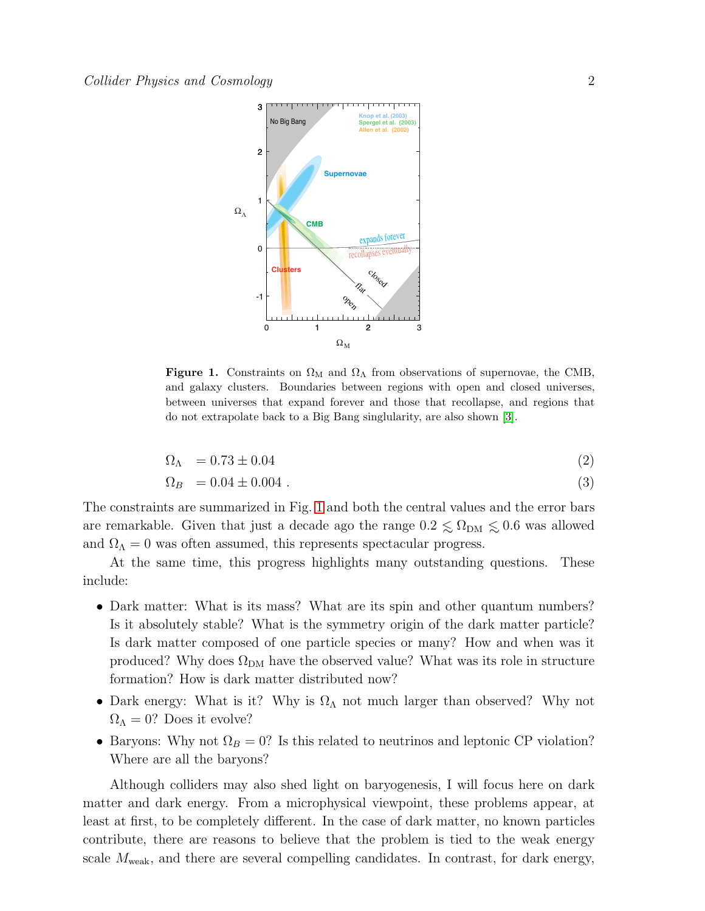**Figure 1.** Constraints on $\Omega_{\rm M}$ and $\Omega_\Lambda$ from observations of supernovae, the CMB, and galaxy clusters. Boundaries between regions with open and closed universes, between universes that expand forever and those that recollapse, and regions that do not extrapolate back to a Big Bang singlularity, are also shown [3].

$$\Omega_\Lambda \quad = 0.73 \pm 0.04 \tag{2}$$

$$\Omega_B \quad = 0.04 \pm 0.004 \ . \tag{3}$$

The constraints are summarized in Fig. 1 and both the central values and the error bars are remarkable. Given that just a decade ago the range $0.2 \lesssim \Omega_{\rm DM} \lesssim 0.6$ was allowed and $\Omega_\Lambda = 0$ was often assumed, this represents spectacular progress.

At the same time, this progress highlights many outstanding questions. These include:

- Dark matter: What is its mass? What are its spin and other quantum numbers? Is it absolutely stable? What is the symmetry origin of the dark matter particle? Is dark matter composed of one particle species or many? How and when was it produced? Why does $\Omega_{\rm DM}$ have the observed value? What was its role in structure formation? How is dark matter distributed now?
- Dark energy: What is it? Why is $\Omega_\Lambda$ not much larger than observed? Why not $\Omega_\Lambda = 0$? Does it evolve?
- Baryons: Why not $\Omega_B = 0$? Is this related to neutrinos and leptonic CP violation? Where are all the baryons?

Although colliders may also shed light on baryogenesis, I will focus here on dark matter and dark energy. From a microphysical viewpoint, these problems appear, at least at first, to be completely different. In the case of dark matter, no known particles contribute, there are reasons to believe that the problem is tied to the weak energy scale $M_{\rm weak}$, and there are several compelling candidates. In contrast, for dark energy,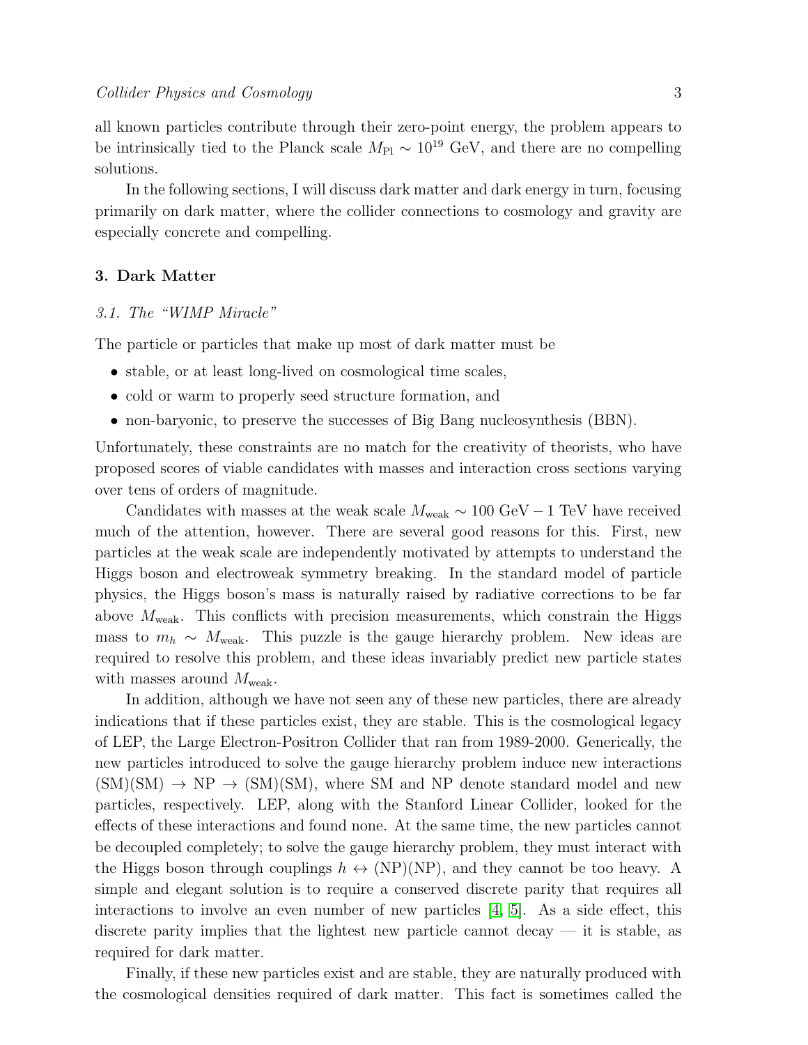all known particles contribute through their zero-point energy, the problem appears to be intrinsically tied to the Planck scale $M_{\rm Pl} \sim 10^{19}$ GeV, and there are no compelling solutions.

In the following sections, I will discuss dark matter and dark energy in turn, focusing primarily on dark matter, where the collider connections to cosmology and gravity are especially concrete and compelling.

## 3. Dark Matter

### *3.1. The "WIMP Miracle"*

The particle or particles that make up most of dark matter must be

- stable, or at least long-lived on cosmological time scales,
- cold or warm to properly seed structure formation, and
- non-baryonic, to preserve the successes of Big Bang nucleosynthesis (BBN).

Unfortunately, these constraints are no match for the creativity of theorists, who have proposed scores of viable candidates with masses and interaction cross sections varying over tens of orders of magnitude.

Candidates with masses at the weak scale $M_{\rm weak} \sim 100$ GeV $- 1$ TeV have received much of the attention, however. There are several good reasons for this. First, new particles at the weak scale are independently motivated by attempts to understand the Higgs boson and electroweak symmetry breaking. In the standard model of particle physics, the Higgs boson's mass is naturally raised by radiative corrections to be far above $M_{\rm weak}$. This conflicts with precision measurements, which constrain the Higgs mass to $m_h \sim M_{\rm weak}$. This puzzle is the gauge hierarchy problem. New ideas are required to resolve this problem, and these ideas invariably predict new particle states with masses around $M_{\rm weak}$.

In addition, although we have not seen any of these new particles, there are already indications that if these particles exist, they are stable. This is the cosmological legacy of LEP, the Large Electron-Positron Collider that ran from 1989-2000. Generically, the new particles introduced to solve the gauge hierarchy problem induce new interactions (SM)(SM) $\to$ NP $\to$ (SM)(SM), where SM and NP denote standard model and new particles, respectively. LEP, along with the Stanford Linear Collider, looked for the effects of these interactions and found none. At the same time, the new particles cannot be decoupled completely; to solve the gauge hierarchy problem, they must interact with the Higgs boson through couplings $h \leftrightarrow$ (NP)(NP), and they cannot be too heavy. A simple and elegant solution is to require a conserved discrete parity that requires all interactions to involve an even number of new particles [4, 5]. As a side effect, this discrete parity implies that the lightest new particle cannot decay — it is stable, as required for dark matter.

Finally, if these new particles exist and are stable, they are naturally produced with the cosmological densities required of dark matter. This fact is sometimes called the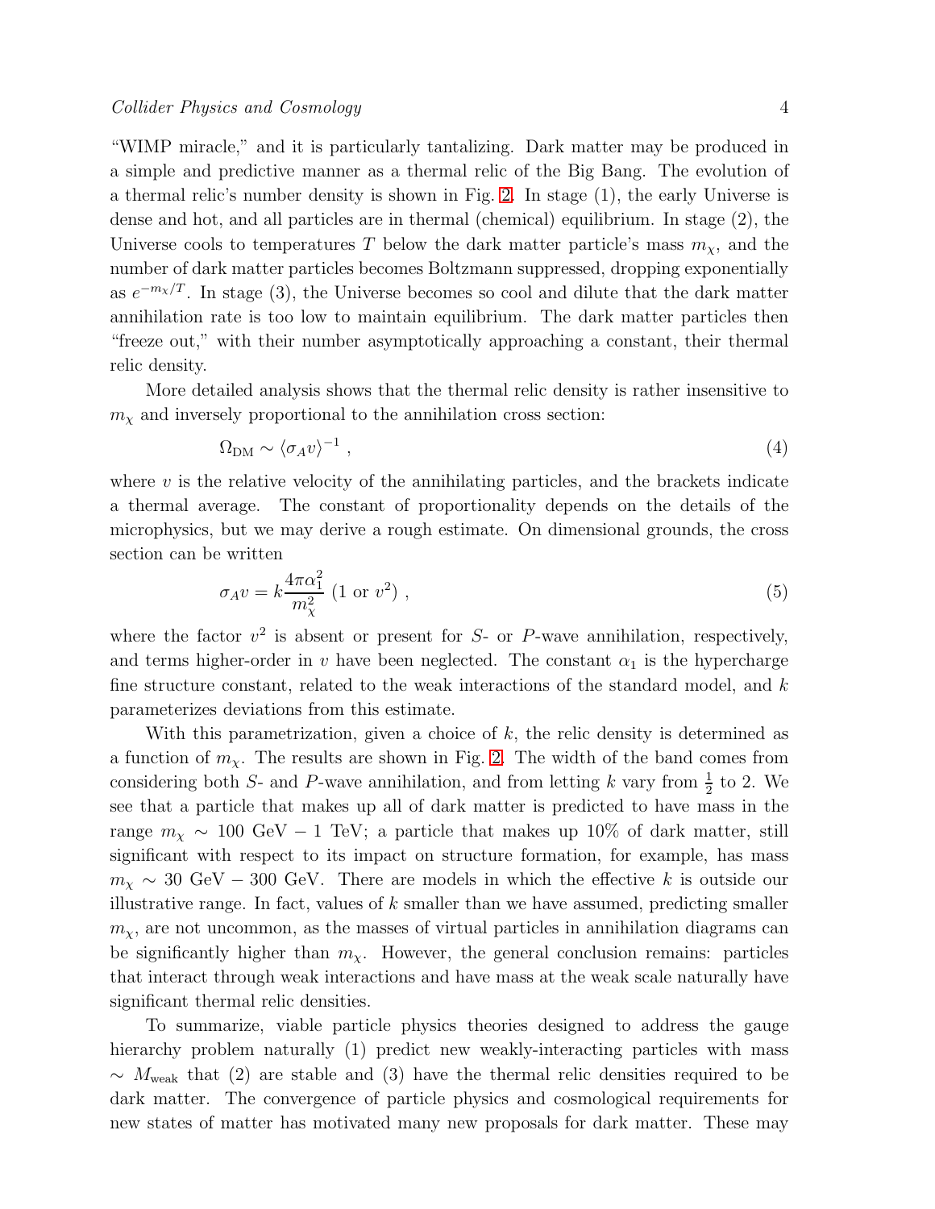"WIMP miracle," and it is particularly tantalizing. Dark matter may be produced in a simple and predictive manner as a thermal relic of the Big Bang. The evolution of a thermal relic's number density is shown in Fig. 2. In stage (1), the early Universe is dense and hot, and all particles are in thermal (chemical) equilibrium. In stage (2), the Universe cools to temperatures $T$ below the dark matter particle's mass $m_\chi$, and the number of dark matter particles becomes Boltzmann suppressed, dropping exponentially as $e^{-m_\chi/T}$. In stage (3), the Universe becomes so cool and dilute that the dark matter annihilation rate is too low to maintain equilibrium. The dark matter particles then "freeze out," with their number asymptotically approaching a constant, their thermal relic density.

More detailed analysis shows that the thermal relic density is rather insensitive to $m_\chi$ and inversely proportional to the annihilation cross section:

$$\Omega_{\rm DM} \sim \langle \sigma_A v \rangle^{-1} , \tag{4}$$

where $v$ is the relative velocity of the annihilating particles, and the brackets indicate a thermal average. The constant of proportionality depends on the details of the microphysics, but we may derive a rough estimate. On dimensional grounds, the cross section can be written

$$\sigma_A v = k \frac{4\pi\alpha_1^2}{m_\chi^2} \; (1 \text{ or } v^2) , \tag{5}$$

where the factor $v^2$ is absent or present for $S$- or $P$-wave annihilation, respectively, and terms higher-order in $v$ have been neglected. The constant $\alpha_1$ is the hypercharge fine structure constant, related to the weak interactions of the standard model, and $k$ parameterizes deviations from this estimate.

With this parametrization, given a choice of $k$, the relic density is determined as a function of $m_\chi$. The results are shown in Fig. 2. The width of the band comes from considering both $S$- and $P$-wave annihilation, and from letting $k$ vary from $\frac{1}{2}$ to 2. We see that a particle that makes up all of dark matter is predicted to have mass in the range $m_\chi \sim 100$ GeV $-$ 1 TeV; a particle that makes up 10% of dark matter, still significant with respect to its impact on structure formation, for example, has mass $m_\chi \sim 30$ GeV $-$ 300 GeV. There are models in which the effective $k$ is outside our illustrative range. In fact, values of $k$ smaller than we have assumed, predicting smaller $m_\chi$, are not uncommon, as the masses of virtual particles in annihilation diagrams can be significantly higher than $m_\chi$. However, the general conclusion remains: particles that interact through weak interactions and have mass at the weak scale naturally have significant thermal relic densities.

To summarize, viable particle physics theories designed to address the gauge hierarchy problem naturally (1) predict new weakly-interacting particles with mass $\sim M_{\rm weak}$ that (2) are stable and (3) have the thermal relic densities required to be dark matter. The convergence of particle physics and cosmological requirements for new states of matter has motivated many new proposals for dark matter. These may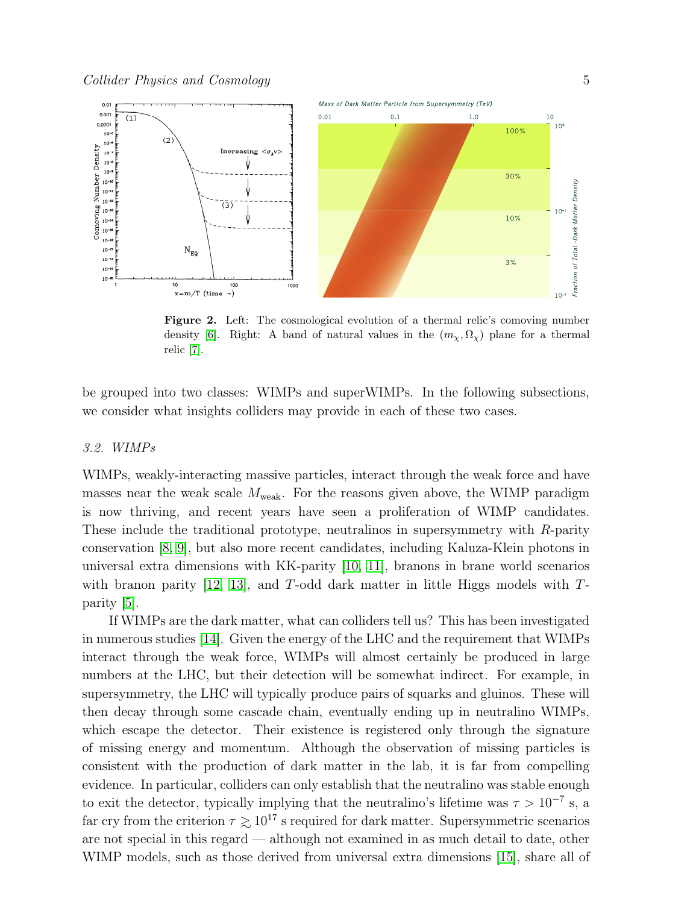Figure 2. Left: The cosmological evolution of a thermal relic's comoving number density [6]. Right: A band of natural values in the $(m_\chi, \Omega_\chi)$ plane for a thermal relic [7].

be grouped into two classes: WIMPs and superWIMPs. In the following subsections, we consider what insights colliders may provide in each of these two cases.

### 3.2. WIMPs

WIMPs, weakly-interacting massive particles, interact through the weak force and have masses near the weak scale $M_{\rm weak}$. For the reasons given above, the WIMP paradigm is now thriving, and recent years have seen a proliferation of WIMP candidates. These include the traditional prototype, neutralinos in supersymmetry with $R$-parity conservation [8, 9], but also more recent candidates, including Kaluza-Klein photons in universal extra dimensions with KK-parity [10, 11], branons in brane world scenarios with branon parity [12, 13], and $T$-odd dark matter in little Higgs models with $T$-parity [5].

If WIMPs are the dark matter, what can colliders tell us? This has been investigated in numerous studies [14]. Given the energy of the LHC and the requirement that WIMPs interact through the weak force, WIMPs will almost certainly be produced in large numbers at the LHC, but their detection will be somewhat indirect. For example, in supersymmetry, the LHC will typically produce pairs of squarks and gluinos. These will then decay through some cascade chain, eventually ending up in neutralino WIMPs, which escape the detector. Their existence is registered only through the signature of missing energy and momentum. Although the observation of missing particles is consistent with the production of dark matter in the lab, it is far from compelling evidence. In particular, colliders can only establish that the neutralino was stable enough to exit the detector, typically implying that the neutralino's lifetime was $\tau > 10^{-7}$ s, a far cry from the criterion $\tau \gtrsim 10^{17}$ s required for dark matter. Supersymmetric scenarios are not special in this regard — although not examined in as much detail to date, other WIMP models, such as those derived from universal extra dimensions [15], share all of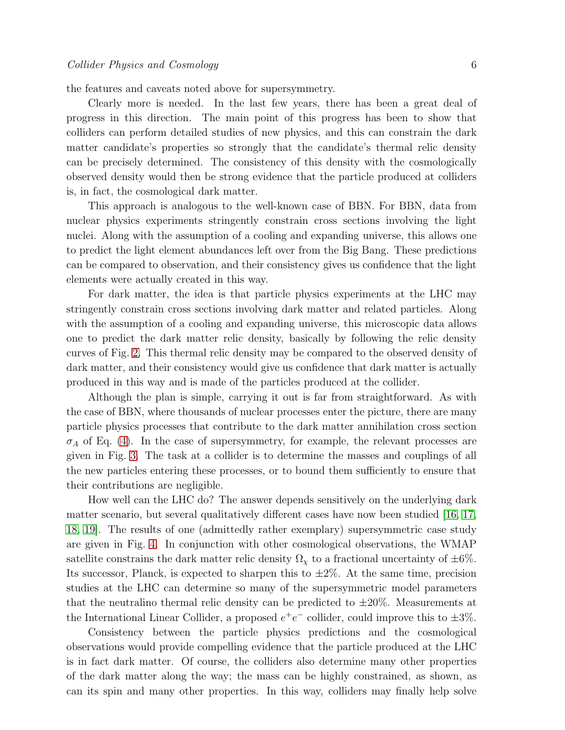the features and caveats noted above for supersymmetry.

Clearly more is needed. In the last few years, there has been a great deal of progress in this direction. The main point of this progress has been to show that colliders can perform detailed studies of new physics, and this can constrain the dark matter candidate's properties so strongly that the candidate's thermal relic density can be precisely determined. The consistency of this density with the cosmologically observed density would then be strong evidence that the particle produced at colliders is, in fact, the cosmological dark matter.

This approach is analogous to the well-known case of BBN. For BBN, data from nuclear physics experiments stringently constrain cross sections involving the light nuclei. Along with the assumption of a cooling and expanding universe, this allows one to predict the light element abundances left over from the Big Bang. These predictions can be compared to observation, and their consistency gives us confidence that the light elements were actually created in this way.

For dark matter, the idea is that particle physics experiments at the LHC may stringently constrain cross sections involving dark matter and related particles. Along with the assumption of a cooling and expanding universe, this microscopic data allows one to predict the dark matter relic density, basically by following the relic density curves of Fig. 2. This thermal relic density may be compared to the observed density of dark matter, and their consistency would give us confidence that dark matter is actually produced in this way and is made of the particles produced at the collider.

Although the plan is simple, carrying it out is far from straightforward. As with the case of BBN, where thousands of nuclear processes enter the picture, there are many particle physics processes that contribute to the dark matter annihilation cross section $\sigma_A$ of Eq. (4). In the case of supersymmetry, for example, the relevant processes are given in Fig. 3. The task at a collider is to determine the masses and couplings of all the new particles entering these processes, or to bound them sufficiently to ensure that their contributions are negligible.

How well can the LHC do? The answer depends sensitively on the underlying dark matter scenario, but several qualitatively different cases have now been studied [16, 17, 18, 19]. The results of one (admittedly rather exemplary) supersymmetric case study are given in Fig. 4. In conjunction with other cosmological observations, the WMAP satellite constrains the dark matter relic density $\Omega_\chi$ to a fractional uncertainty of $\pm 6\%$. Its successor, Planck, is expected to sharpen this to $\pm 2\%$. At the same time, precision studies at the LHC can determine so many of the supersymmetric model parameters that the neutralino thermal relic density can be predicted to $\pm 20\%$. Measurements at the International Linear Collider, a proposed $e^+e^-$ collider, could improve this to $\pm 3\%$.

Consistency between the particle physics predictions and the cosmological observations would provide compelling evidence that the particle produced at the LHC is in fact dark matter. Of course, the colliders also determine many other properties of the dark matter along the way; the mass can be highly constrained, as shown, as can its spin and many other properties. In this way, colliders may finally help solve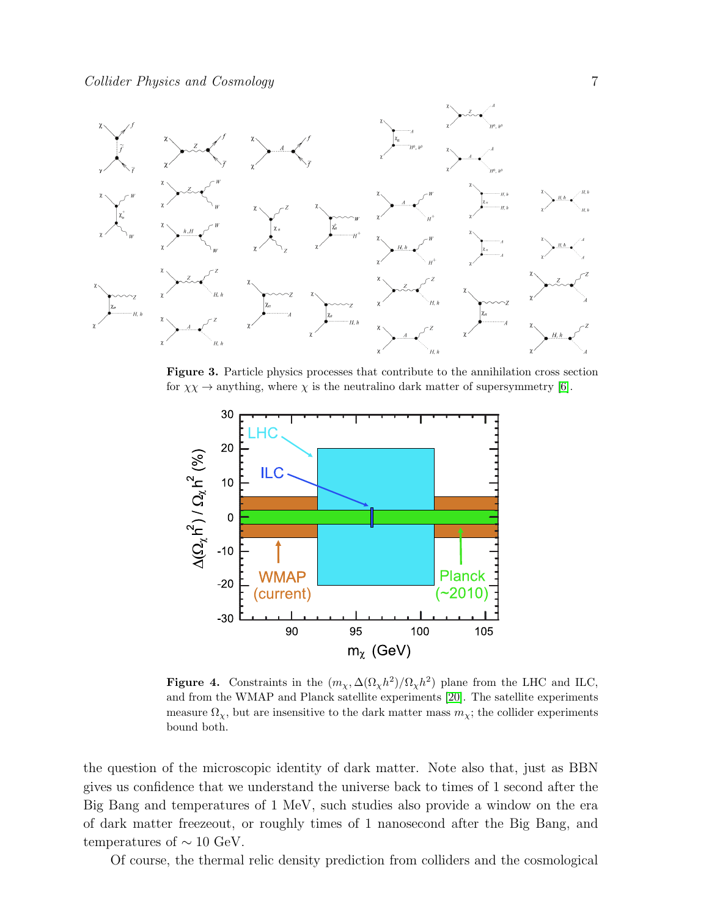**Figure 3.** Particle physics processes that contribute to the annihilation cross section for $\chi\chi \to$ anything, where $\chi$ is the neutralino dark matter of supersymmetry [6].

**Figure 4.** Constraints in the $(m_\chi, \Delta(\Omega_\chi h^2)/\Omega_\chi h^2)$ plane from the LHC and ILC, and from the WMAP and Planck satellite experiments [20]. The satellite experiments measure $\Omega_\chi$, but are insensitive to the dark matter mass $m_\chi$; the collider experiments bound both.

the question of the microscopic identity of dark matter. Note also that, just as BBN gives us confidence that we understand the universe back to times of 1 second after the Big Bang and temperatures of 1 MeV, such studies also provide a window on the era of dark matter freezeout, or roughly times of 1 nanosecond after the Big Bang, and temperatures of $\sim 10$ GeV.

Of course, the thermal relic density prediction from colliders and the cosmological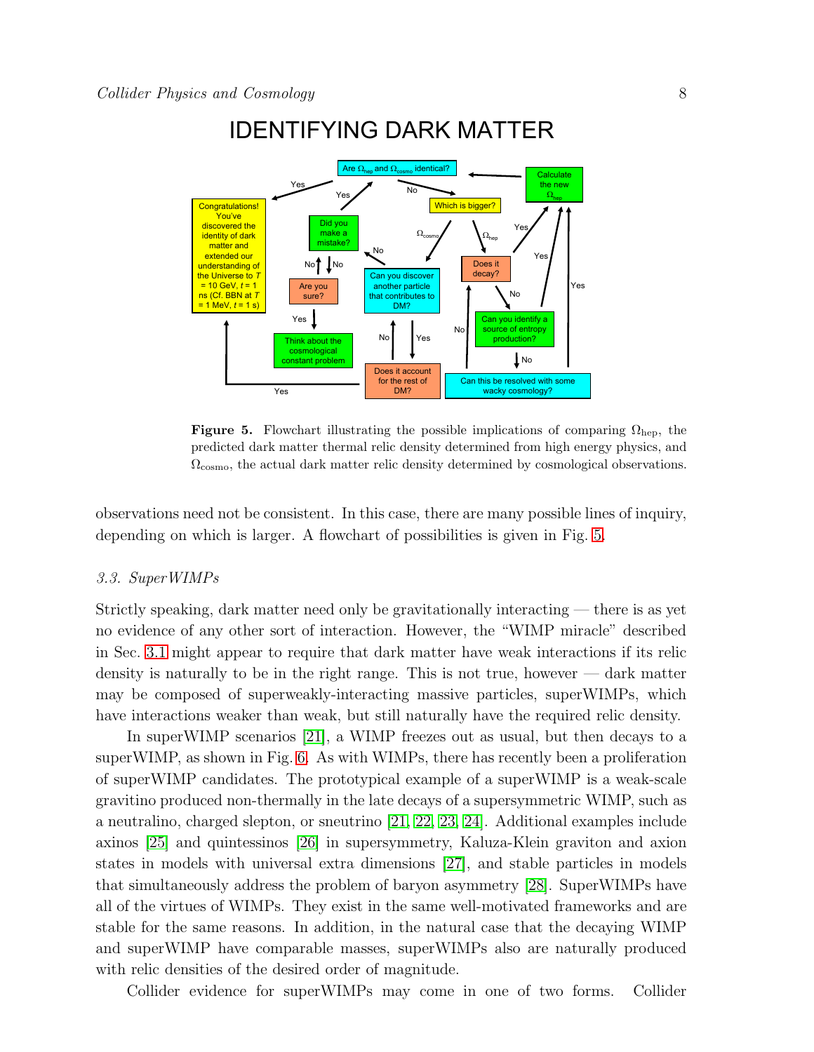**Figure 5.** Flowchart illustrating the possible implications of comparing $\Omega_{\rm hep}$, the predicted dark matter thermal relic density determined from high energy physics, and $\Omega_{\rm cosmo}$, the actual dark matter relic density determined by cosmological observations.

observations need not be consistent. In this case, there are many possible lines of inquiry, depending on which is larger. A flowchart of possibilities is given in Fig. 5.

### 3.3. SuperWIMPs

Strictly speaking, dark matter need only be gravitationally interacting — there is as yet no evidence of any other sort of interaction. However, the "WIMP miracle" described in Sec. 3.1 might appear to require that dark matter have weak interactions if its relic density is naturally to be in the right range. This is not true, however — dark matter may be composed of superweakly-interacting massive particles, superWIMPs, which have interactions weaker than weak, but still naturally have the required relic density.

In superWIMP scenarios [21], a WIMP freezes out as usual, but then decays to a superWIMP, as shown in Fig. 6. As with WIMPs, there has recently been a proliferation of superWIMP candidates. The prototypical example of a superWIMP is a weak-scale gravitino produced non-thermally in the late decays of a supersymmetric WIMP, such as a neutralino, charged slepton, or sneutrino [21, 22, 23, 24]. Additional examples include axinos [25] and quintessinos [26] in supersymmetry, Kaluza-Klein graviton and axion states in models with universal extra dimensions [27], and stable particles in models that simultaneously address the problem of baryon asymmetry [28]. SuperWIMPs have all of the virtues of WIMPs. They exist in the same well-motivated frameworks and are stable for the same reasons. In addition, in the natural case that the decaying WIMP and superWIMP have comparable masses, superWIMPs also are naturally produced with relic densities of the desired order of magnitude.

Collider evidence for superWIMPs may come in one of two forms. Collider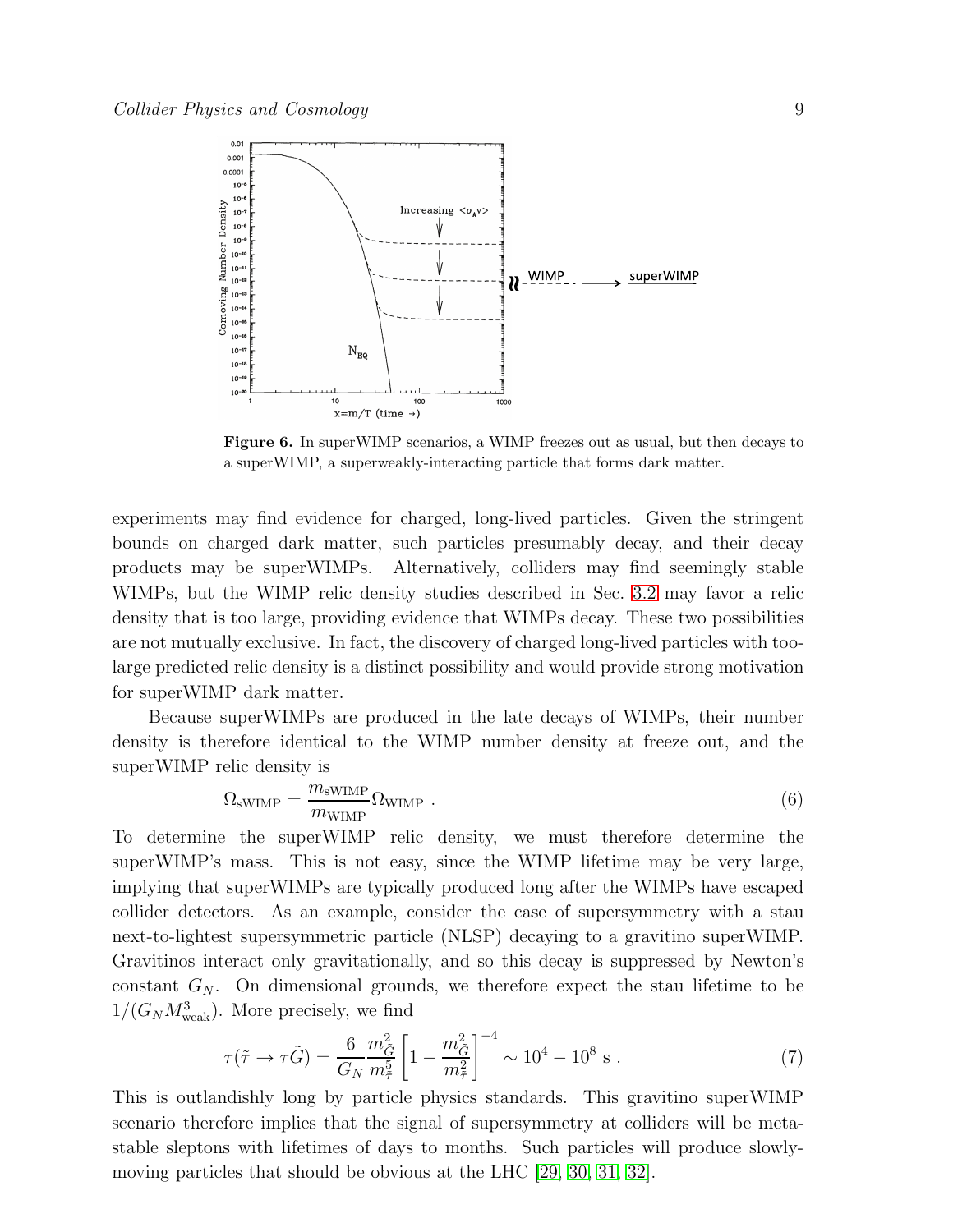**Figure 6.** In superWIMP scenarios, a WIMP freezes out as usual, but then decays to a superWIMP, a superweakly-interacting particle that forms dark matter.

experiments may find evidence for charged, long-lived particles. Given the stringent bounds on charged dark matter, such particles presumably decay, and their decay products may be superWIMPs. Alternatively, colliders may find seemingly stable WIMPs, but the WIMP relic density studies described in Sec. 3.2 may favor a relic density that is too large, providing evidence that WIMPs decay. These two possibilities are not mutually exclusive. In fact, the discovery of charged long-lived particles with too-large predicted relic density is a distinct possibility and would provide strong motivation for superWIMP dark matter.

Because superWIMPs are produced in the late decays of WIMPs, their number density is therefore identical to the WIMP number density at freeze out, and the superWIMP relic density is

$$\Omega_{\rm sWIMP} = \frac{m_{\rm sWIMP}}{m_{\rm WIMP}} \Omega_{\rm WIMP} \ . \tag{6}$$

To determine the superWIMP relic density, we must therefore determine the superWIMP's mass. This is not easy, since the WIMP lifetime may be very large, implying that superWIMPs are typically produced long after the WIMPs have escaped collider detectors. As an example, consider the case of supersymmetry with a stau next-to-lightest supersymmetric particle (NLSP) decaying to a gravitino superWIMP. Gravitinos interact only gravitationally, and so this decay is suppressed by Newton's constant $G_N$. On dimensional grounds, we therefore expect the stau lifetime to be $1/(G_N M_{\rm weak}^3)$. More precisely, we find

$$\tau(\tilde{\tau} \to \tau \tilde{G}) = \frac{6}{G_N} \frac{m_{\tilde{G}}^2}{m_{\tilde{\tau}}^5} \left[ 1 - \frac{m_{\tilde{G}}^2}{m_{\tilde{\tau}}^2} \right]^{-4} \sim 10^4 - 10^8 \ {\rm s} \ . \tag{7}$$

This is outlandishly long by particle physics standards. This gravitino superWIMP scenario therefore implies that the signal of supersymmetry at colliders will be metastable sleptons with lifetimes of days to months. Such particles will produce slowly-moving particles that should be obvious at the LHC [29, 30, 31, 32].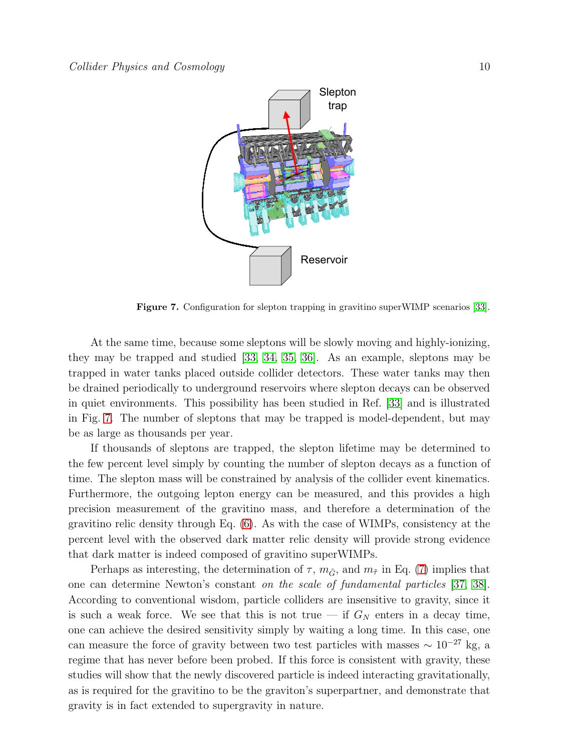**Figure 7.** Configuration for slepton trapping in gravitino superWIMP scenarios [33].

At the same time, because some sleptons will be slowly moving and highly-ionizing, they may be trapped and studied [33, 34, 35, 36]. As an example, sleptons may be trapped in water tanks placed outside collider detectors. These water tanks may then be drained periodically to underground reservoirs where slepton decays can be observed in quiet environments. This possibility has been studied in Ref. [33] and is illustrated in Fig. 7. The number of sleptons that may be trapped is model-dependent, but may be as large as thousands per year.

If thousands of sleptons are trapped, the slepton lifetime may be determined to the few percent level simply by counting the number of slepton decays as a function of time. The slepton mass will be constrained by analysis of the collider event kinematics. Furthermore, the outgoing lepton energy can be measured, and this provides a high precision measurement of the gravitino mass, and therefore a determination of the gravitino relic density through Eq. (6). As with the case of WIMPs, consistency at the percent level with the observed dark matter relic density will provide strong evidence that dark matter is indeed composed of gravitino superWIMPs.

Perhaps as interesting, the determination of $\tau$, $m_{\tilde{G}}$, and $m_{\tilde{\tau}}$ in Eq. (7) implies that one can determine Newton's constant *on the scale of fundamental particles* [37, 38]. According to conventional wisdom, particle colliders are insensitive to gravity, since it is such a weak force. We see that this is not true — if $G_N$ enters in a decay time, one can achieve the desired sensitivity simply by waiting a long time. In this case, one can measure the force of gravity between two test particles with masses $\sim 10^{-27}$ kg, a regime that has never before been probed. If this force is consistent with gravity, these studies will show that the newly discovered particle is indeed interacting gravitationally, as is required for the gravitino to be the graviton's superpartner, and demonstrate that gravity is in fact extended to supergravity in nature.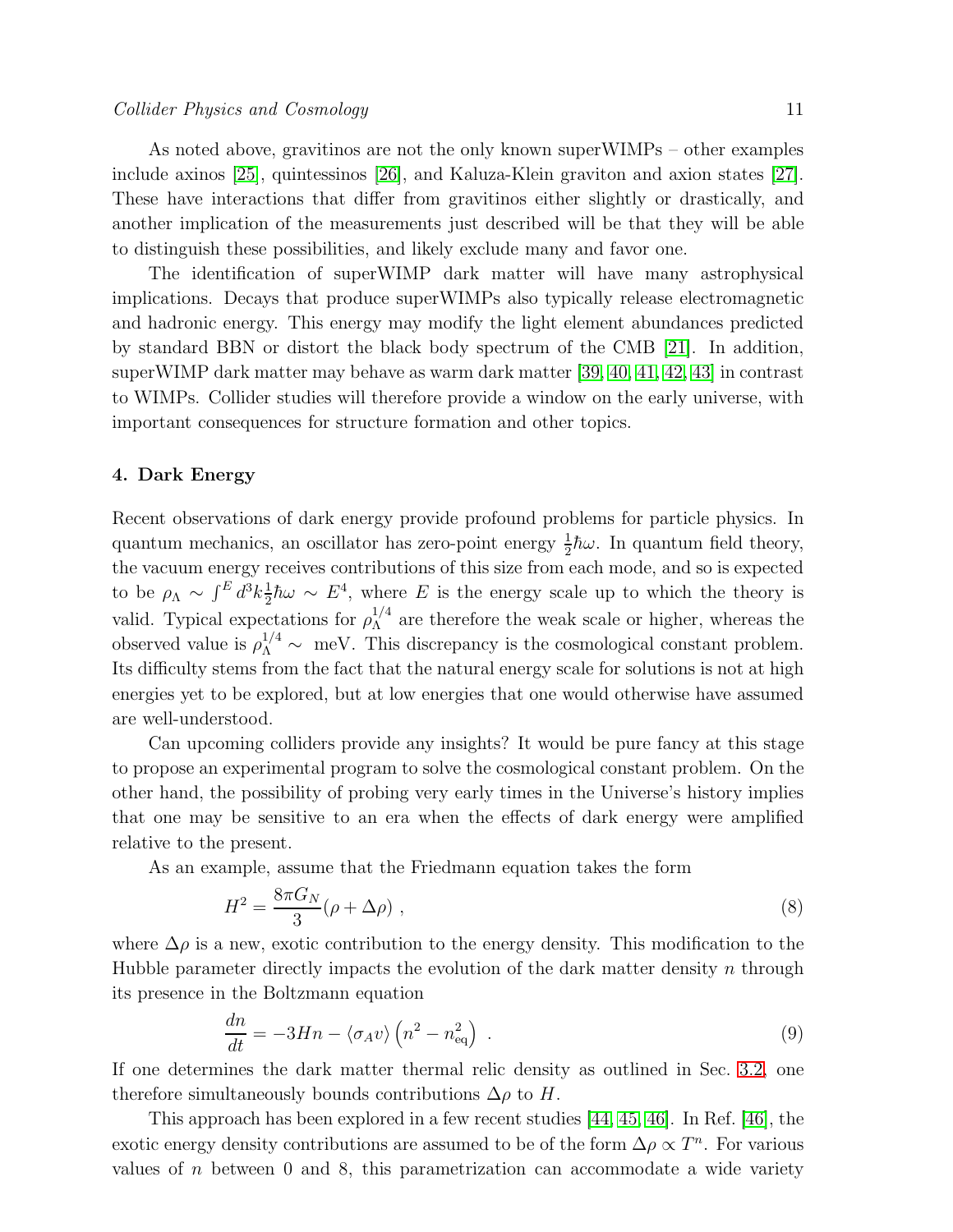As noted above, gravitinos are not the only known superWIMPs – other examples include axinos [25], quintessinos [26], and Kaluza-Klein graviton and axion states [27]. These have interactions that differ from gravitinos either slightly or drastically, and another implication of the measurements just described will be that they will be able to distinguish these possibilities, and likely exclude many and favor one.

The identification of superWIMP dark matter will have many astrophysical implications. Decays that produce superWIMPs also typically release electromagnetic and hadronic energy. This energy may modify the light element abundances predicted by standard BBN or distort the black body spectrum of the CMB [21]. In addition, superWIMP dark matter may behave as warm dark matter [39, 40, 41, 42, 43] in contrast to WIMPs. Collider studies will therefore provide a window on the early universe, with important consequences for structure formation and other topics.

## 4. Dark Energy

Recent observations of dark energy provide profound problems for particle physics. In quantum mechanics, an oscillator has zero-point energy $\frac{1}{2}\hbar\omega$. In quantum field theory, the vacuum energy receives contributions of this size from each mode, and so is expected to be $\rho_\Lambda \sim \int^E d^3k \frac{1}{2}\hbar\omega \sim E^4$, where $E$ is the energy scale up to which the theory is valid. Typical expectations for $\rho_\Lambda^{1/4}$ are therefore the weak scale or higher, whereas the observed value is $\rho_\Lambda^{1/4} \sim$ meV. This discrepancy is the cosmological constant problem. Its difficulty stems from the fact that the natural energy scale for solutions is not at high energies yet to be explored, but at low energies that one would otherwise have assumed are well-understood.

Can upcoming colliders provide any insights? It would be pure fancy at this stage to propose an experimental program to solve the cosmological constant problem. On the other hand, the possibility of probing very early times in the Universe's history implies that one may be sensitive to an era when the effects of dark energy were amplified relative to the present.

As an example, assume that the Friedmann equation takes the form

$$H^2 = \frac{8\pi G_N}{3}(\rho + \Delta\rho) \ , \tag{8}$$

where $\Delta\rho$ is a new, exotic contribution to the energy density. This modification to the Hubble parameter directly impacts the evolution of the dark matter density $n$ through its presence in the Boltzmann equation

$$\frac{dn}{dt} = -3Hn - \langle \sigma_A v \rangle \left( n^2 - n_{\rm eq}^2 \right) \ . \tag{9}$$

If one determines the dark matter thermal relic density as outlined in Sec. 3.2, one therefore simultaneously bounds contributions $\Delta\rho$ to $H$.

This approach has been explored in a few recent studies [44, 45, 46]. In Ref. [46], the exotic energy density contributions are assumed to be of the form $\Delta\rho \propto T^n$. For various values of $n$ between 0 and 8, this parametrization can accommodate a wide variety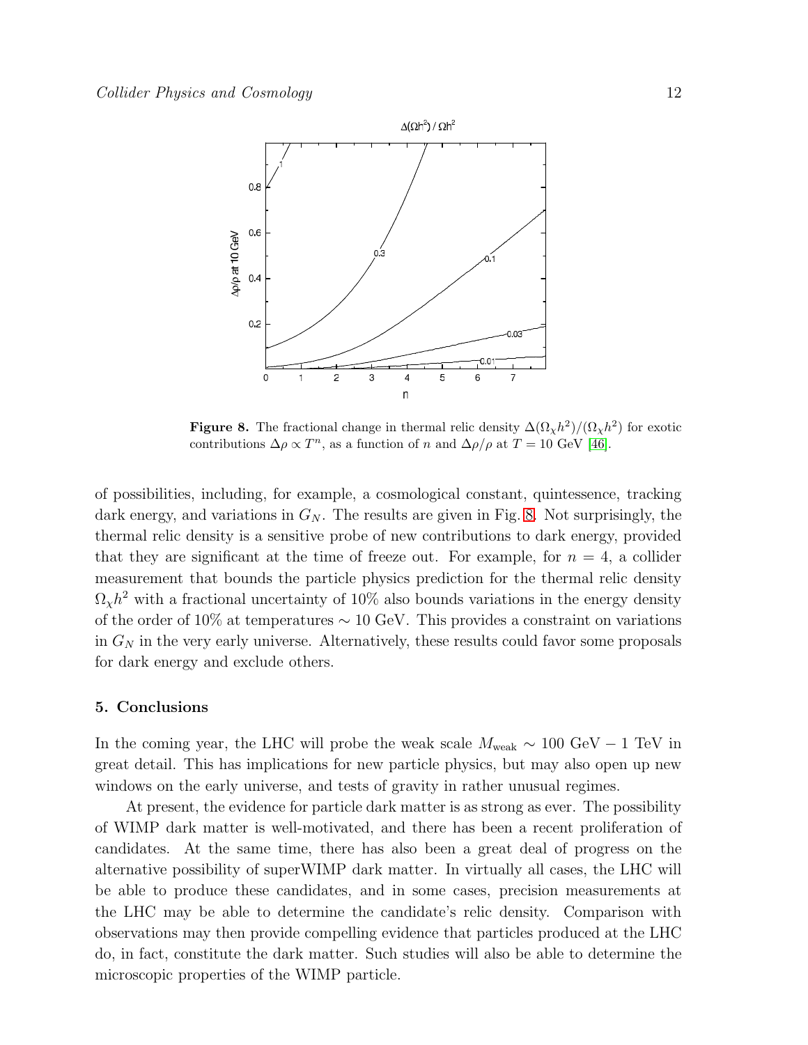**Figure 8.** The fractional change in thermal relic density $\Delta(\Omega_\chi h^2)/(\Omega_\chi h^2)$ for exotic contributions $\Delta\rho \propto T^n$, as a function of $n$ and $\Delta\rho/\rho$ at $T = 10$ GeV [46].

of possibilities, including, for example, a cosmological constant, quintessence, tracking dark energy, and variations in $G_N$. The results are given in Fig. 8. Not surprisingly, the thermal relic density is a sensitive probe of new contributions to dark energy, provided that they are significant at the time of freeze out. For example, for $n = 4$, a collider measurement that bounds the particle physics prediction for the thermal relic density $\Omega_\chi h^2$ with a fractional uncertainty of 10% also bounds variations in the energy density of the order of 10% at temperatures $\sim 10$ GeV. This provides a constraint on variations in $G_N$ in the very early universe. Alternatively, these results could favor some proposals for dark energy and exclude others.

## 5. Conclusions

In the coming year, the LHC will probe the weak scale $M_{\rm weak} \sim 100$ GeV $-$ 1 TeV in great detail. This has implications for new particle physics, but may also open up new windows on the early universe, and tests of gravity in rather unusual regimes.

At present, the evidence for particle dark matter is as strong as ever. The possibility of WIMP dark matter is well-motivated, and there has been a recent proliferation of candidates. At the same time, there has also been a great deal of progress on the alternative possibility of superWIMP dark matter. In virtually all cases, the LHC will be able to produce these candidates, and in some cases, precision measurements at the LHC may be able to determine the candidate's relic density. Comparison with observations may then provide compelling evidence that particles produced at the LHC do, in fact, constitute the dark matter. Such studies will also be able to determine the microscopic properties of the WIMP particle.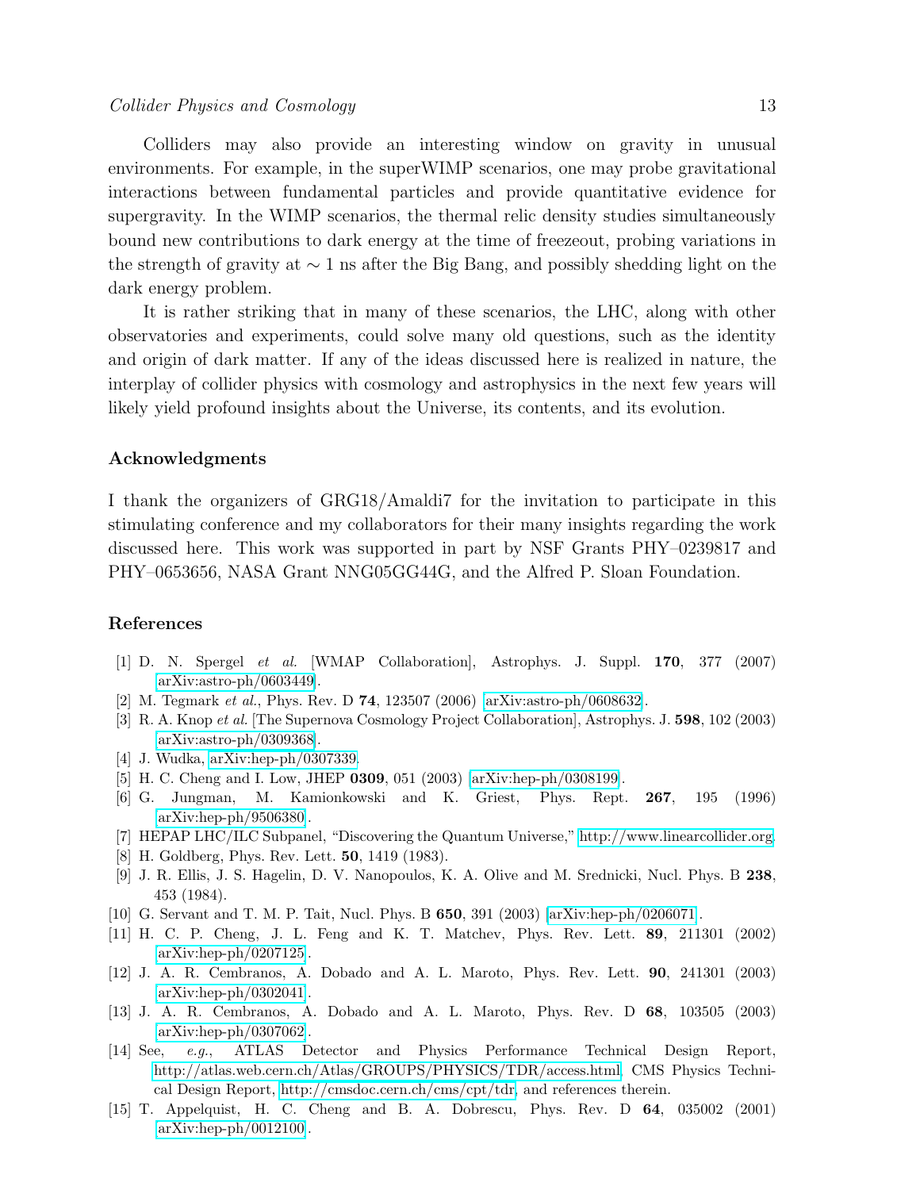Colliders may also provide an interesting window on gravity in unusual environments. For example, in the superWIMP scenarios, one may probe gravitational interactions between fundamental particles and provide quantitative evidence for supergravity. In the WIMP scenarios, the thermal relic density studies simultaneously bound new contributions to dark energy at the time of freezeout, probing variations in the strength of gravity at $\sim 1$ ns after the Big Bang, and possibly shedding light on the dark energy problem.

It is rather striking that in many of these scenarios, the LHC, along with other observatories and experiments, could solve many old questions, such as the identity and origin of dark matter. If any of the ideas discussed here is realized in nature, the interplay of collider physics with cosmology and astrophysics in the next few years will likely yield profound insights about the Universe, its contents, and its evolution.

## Acknowledgments

I thank the organizers of GRG18/Amaldi7 for the invitation to participate in this stimulating conference and my collaborators for their many insights regarding the work discussed here. This work was supported in part by NSF Grants PHY–0239817 and PHY–0653656, NASA Grant NNG05GG44G, and the Alfred P. Sloan Foundation.

## References

[1] D. N. Spergel *et al.* [WMAP Collaboration], Astrophys. J. Suppl. **170**, 377 (2007) [arXiv:astro-ph/0603449].

[2] M. Tegmark *et al.*, Phys. Rev. D **74**, 123507 (2006) [arXiv:astro-ph/0608632].

[3] R. A. Knop *et al.* [The Supernova Cosmology Project Collaboration], Astrophys. J. **598**, 102 (2003) [arXiv:astro-ph/0309368].

[4] J. Wudka, arXiv:hep-ph/0307339.

[5] H. C. Cheng and I. Low, JHEP **0309**, 051 (2003) [arXiv:hep-ph/0308199].

[6] G. Jungman, M. Kamionkowski and K. Griest, Phys. Rept. **267**, 195 (1996) [arXiv:hep-ph/9506380].

[7] HEPAP LHC/ILC Subpanel, "Discovering the Quantum Universe," http://www.linearcollider.org.

[8] H. Goldberg, Phys. Rev. Lett. **50**, 1419 (1983).

[9] J. R. Ellis, J. S. Hagelin, D. V. Nanopoulos, K. A. Olive and M. Srednicki, Nucl. Phys. B **238**, 453 (1984).

[10] G. Servant and T. M. P. Tait, Nucl. Phys. B **650**, 391 (2003) [arXiv:hep-ph/0206071].

[11] H. C. P. Cheng, J. L. Feng and K. T. Matchev, Phys. Rev. Lett. **89**, 211301 (2002) [arXiv:hep-ph/0207125].

[12] J. A. R. Cembranos, A. Dobado and A. L. Maroto, Phys. Rev. Lett. **90**, 241301 (2003) [arXiv:hep-ph/0302041].

[13] J. A. R. Cembranos, A. Dobado and A. L. Maroto, Phys. Rev. D **68**, 103505 (2003) [arXiv:hep-ph/0307062].

[14] See, *e.g.*, ATLAS Detector and Physics Performance Technical Design Report, http://atlas.web.cern.ch/Atlas/GROUPS/PHYSICS/TDR/access.html; CMS Physics Technical Design Report, http://cmsdoc.cern.ch/cms/cpt/tdr, and references therein.

[15] T. Appelquist, H. C. Cheng and B. A. Dobrescu, Phys. Rev. D **64**, 035002 (2001) [arXiv:hep-ph/0012100].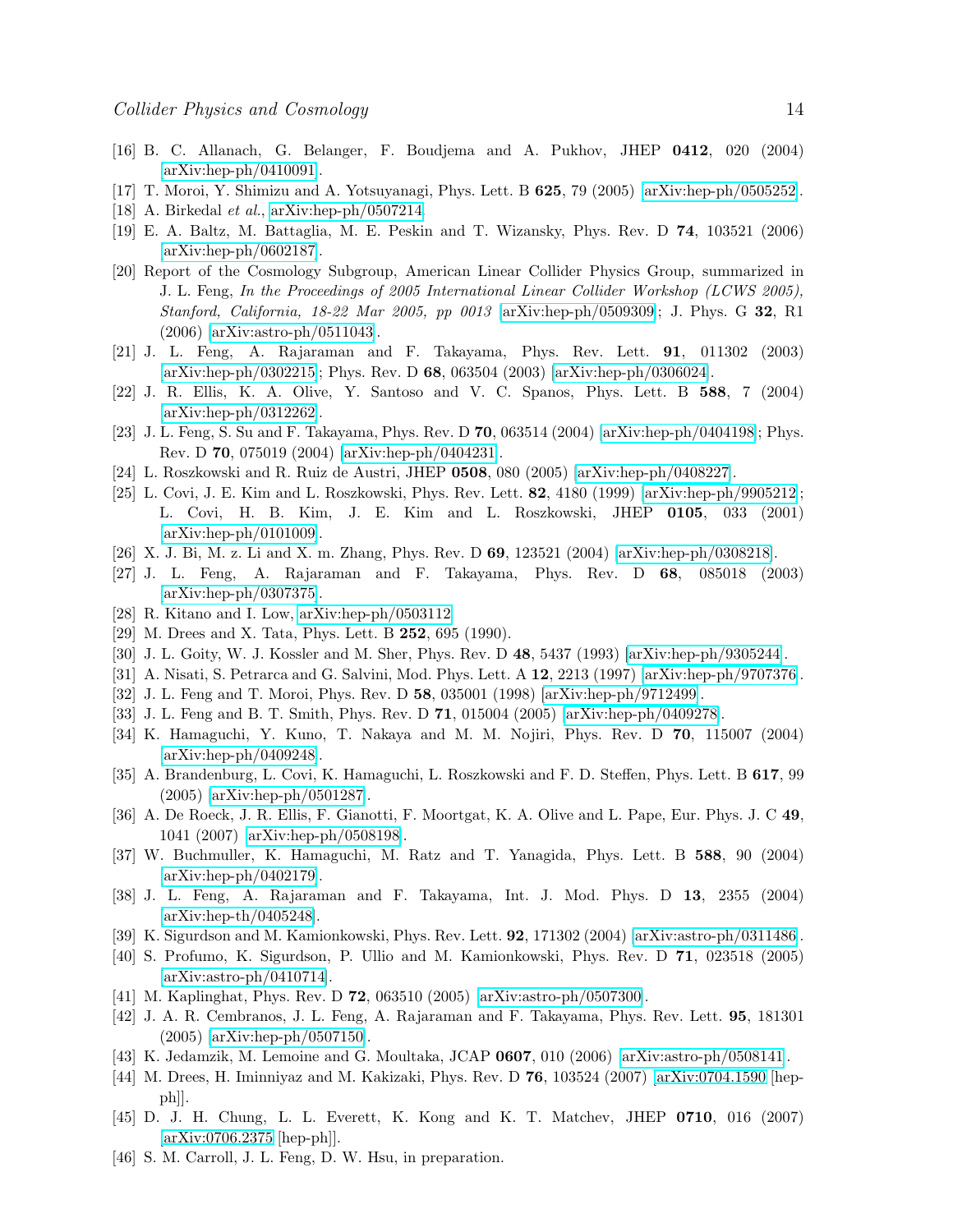[16] B. C. Allanach, G. Belanger, F. Boudjema and A. Pukhov, JHEP **0412**, 020 (2004) [arXiv:hep-ph/0410091].

[17] T. Moroi, Y. Shimizu and A. Yotsuyanagi, Phys. Lett. B **625**, 79 (2005) [arXiv:hep-ph/0505252].

[18] A. Birkedal *et al.*, arXiv:hep-ph/0507214.

[19] E. A. Baltz, M. Battaglia, M. E. Peskin and T. Wizansky, Phys. Rev. D **74**, 103521 (2006) [arXiv:hep-ph/0602187].

[20] Report of the Cosmology Subgroup, American Linear Collider Physics Group, summarized in J. L. Feng, *In the Proceedings of 2005 International Linear Collider Workshop (LCWS 2005), Stanford, California, 18-22 Mar 2005, pp 0013* [arXiv:hep-ph/0509309]; J. Phys. G **32**, R1 (2006) [arXiv:astro-ph/0511043].

[21] J. L. Feng, A. Rajaraman and F. Takayama, Phys. Rev. Lett. **91**, 011302 (2003) [arXiv:hep-ph/0302215]; Phys. Rev. D **68**, 063504 (2003) [arXiv:hep-ph/0306024].

[22] J. R. Ellis, K. A. Olive, Y. Santoso and V. C. Spanos, Phys. Lett. B **588**, 7 (2004) [arXiv:hep-ph/0312262].

[23] J. L. Feng, S. Su and F. Takayama, Phys. Rev. D **70**, 063514 (2004) [arXiv:hep-ph/0404198]; Phys. Rev. D **70**, 075019 (2004) [arXiv:hep-ph/0404231].

[24] L. Roszkowski and R. Ruiz de Austri, JHEP **0508**, 080 (2005) [arXiv:hep-ph/0408227].

[25] L. Covi, J. E. Kim and L. Roszkowski, Phys. Rev. Lett. **82**, 4180 (1999) [arXiv:hep-ph/9905212]; L. Covi, H. B. Kim, J. E. Kim and L. Roszkowski, JHEP **0105**, 033 (2001) [arXiv:hep-ph/0101009].

[26] X. J. Bi, M. z. Li and X. m. Zhang, Phys. Rev. D **69**, 123521 (2004) [arXiv:hep-ph/0308218].

[27] J. L. Feng, A. Rajaraman and F. Takayama, Phys. Rev. D **68**, 085018 (2003) [arXiv:hep-ph/0307375].

[28] R. Kitano and I. Low, arXiv:hep-ph/0503112.

[29] M. Drees and X. Tata, Phys. Lett. B **252**, 695 (1990).

[30] J. L. Goity, W. J. Kossler and M. Sher, Phys. Rev. D **48**, 5437 (1993) [arXiv:hep-ph/9305244].

[31] A. Nisati, S. Petrarca and G. Salvini, Mod. Phys. Lett. A **12**, 2213 (1997) [arXiv:hep-ph/9707376].

[32] J. L. Feng and T. Moroi, Phys. Rev. D **58**, 035001 (1998) [arXiv:hep-ph/9712499].

[33] J. L. Feng and B. T. Smith, Phys. Rev. D **71**, 015004 (2005) [arXiv:hep-ph/0409278].

[34] K. Hamaguchi, Y. Kuno, T. Nakaya and M. M. Nojiri, Phys. Rev. D **70**, 115007 (2004) [arXiv:hep-ph/0409248].

[35] A. Brandenburg, L. Covi, K. Hamaguchi, L. Roszkowski and F. D. Steffen, Phys. Lett. B **617**, 99 (2005) [arXiv:hep-ph/0501287].

[36] A. De Roeck, J. R. Ellis, F. Gianotti, F. Moortgat, K. A. Olive and L. Pape, Eur. Phys. J. C **49**, 1041 (2007) [arXiv:hep-ph/0508198].

[37] W. Buchmuller, K. Hamaguchi, M. Ratz and T. Yanagida, Phys. Lett. B **588**, 90 (2004) [arXiv:hep-ph/0402179].

[38] J. L. Feng, A. Rajaraman and F. Takayama, Int. J. Mod. Phys. D **13**, 2355 (2004) [arXiv:hep-th/0405248].

[39] K. Sigurdson and M. Kamionkowski, Phys. Rev. Lett. **92**, 171302 (2004) [arXiv:astro-ph/0311486].

[40] S. Profumo, K. Sigurdson, P. Ullio and M. Kamionkowski, Phys. Rev. D **71**, 023518 (2005) [arXiv:astro-ph/0410714].

[41] M. Kaplinghat, Phys. Rev. D **72**, 063510 (2005) [arXiv:astro-ph/0507300].

[42] J. A. R. Cembranos, J. L. Feng, A. Rajaraman and F. Takayama, Phys. Rev. Lett. **95**, 181301 (2005) [arXiv:hep-ph/0507150].

[43] K. Jedamzik, M. Lemoine and G. Moultaka, JCAP **0607**, 010 (2006) [arXiv:astro-ph/0508141].

[44] M. Drees, H. Iminniyaz and M. Kakizaki, Phys. Rev. D **76**, 103524 (2007) [arXiv:0704.1590 [hep-ph]].

[45] D. J. H. Chung, L. L. Everett, K. Kong and K. T. Matchev, JHEP **0710**, 016 (2007) [arXiv:0706.2375 [hep-ph]].

[46] S. M. Carroll, J. L. Feng, D. W. Hsu, in preparation.